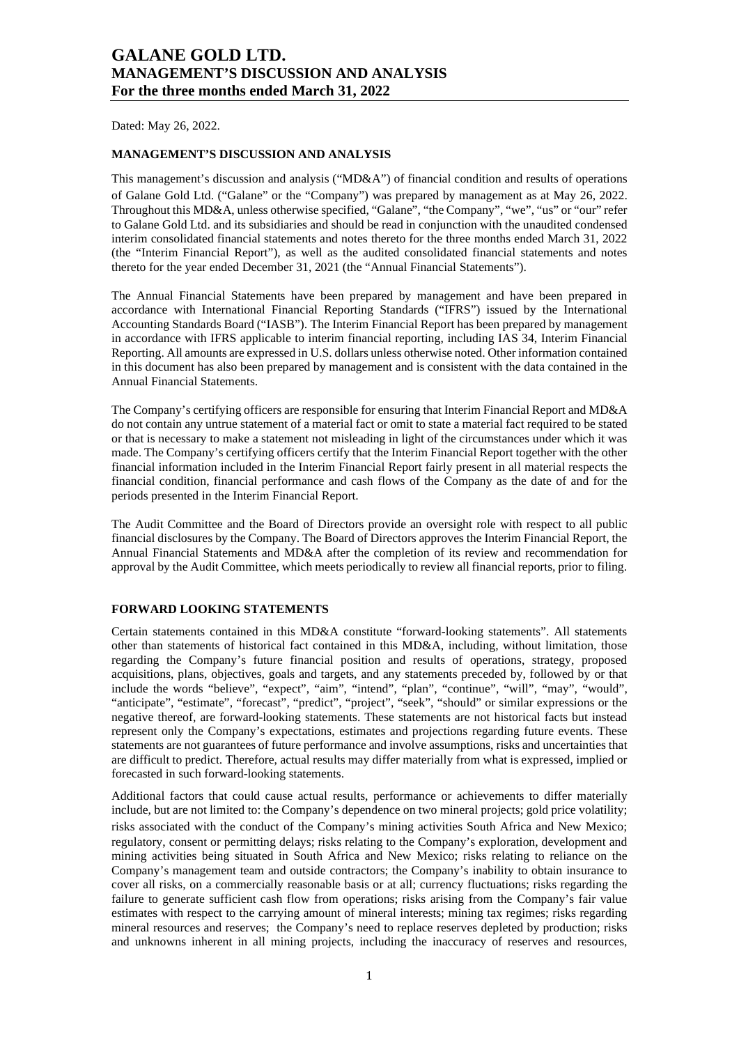# GALANE GOLD LTD.
# MANAGEMENT'S DISCUSSION AND ANALYSIS
# For the three months ended March 31, 2022

Dated: May 26, 2022.

## MANAGEMENT'S DISCUSSION AND ANALYSIS

This management's discussion and analysis ("MD&A") of financial condition and results of operations of Galane Gold Ltd. ("Galane" or the "Company") was prepared by management as at May 26, 2022. Throughout this MD&A, unless otherwise specified, "Galane", "the Company", "we", "us" or "our" refer to Galane Gold Ltd. and its subsidiaries and should be read in conjunction with the unaudited condensed interim consolidated financial statements and notes thereto for the three months ended March 31, 2022 (the "Interim Financial Report"), as well as the audited consolidated financial statements and notes thereto for the year ended December 31, 2021 (the "Annual Financial Statements").

The Annual Financial Statements have been prepared by management and have been prepared in accordance with International Financial Reporting Standards ("IFRS") issued by the International Accounting Standards Board ("IASB"). The Interim Financial Report has been prepared by management in accordance with IFRS applicable to interim financial reporting, including IAS 34, Interim Financial Reporting. All amounts are expressed in U.S. dollars unless otherwise noted. Other information contained in this document has also been prepared by management and is consistent with the data contained in the Annual Financial Statements.

The Company's certifying officers are responsible for ensuring that Interim Financial Report and MD&A do not contain any untrue statement of a material fact or omit to state a material fact required to be stated or that is necessary to make a statement not misleading in light of the circumstances under which it was made. The Company's certifying officers certify that the Interim Financial Report together with the other financial information included in the Interim Financial Report fairly present in all material respects the financial condition, financial performance and cash flows of the Company as the date of and for the periods presented in the Interim Financial Report.

The Audit Committee and the Board of Directors provide an oversight role with respect to all public financial disclosures by the Company. The Board of Directors approves the Interim Financial Report, the Annual Financial Statements and MD&A after the completion of its review and recommendation for approval by the Audit Committee, which meets periodically to review all financial reports, prior to filing.

## FORWARD LOOKING STATEMENTS

Certain statements contained in this MD&A constitute "forward-looking statements". All statements other than statements of historical fact contained in this MD&A, including, without limitation, those regarding the Company's future financial position and results of operations, strategy, proposed acquisitions, plans, objectives, goals and targets, and any statements preceded by, followed by or that include the words "believe", "expect", "aim", "intend", "plan", "continue", "will", "may", "would", "anticipate", "estimate", "forecast", "predict", "project", "seek", "should" or similar expressions or the negative thereof, are forward-looking statements. These statements are not historical facts but instead represent only the Company's expectations, estimates and projections regarding future events. These statements are not guarantees of future performance and involve assumptions, risks and uncertainties that are difficult to predict. Therefore, actual results may differ materially from what is expressed, implied or forecasted in such forward-looking statements.

Additional factors that could cause actual results, performance or achievements to differ materially include, but are not limited to: the Company's dependence on two mineral projects; gold price volatility; risks associated with the conduct of the Company's mining activities South Africa and New Mexico; regulatory, consent or permitting delays; risks relating to the Company's exploration, development and mining activities being situated in South Africa and New Mexico; risks relating to reliance on the Company's management team and outside contractors; the Company's inability to obtain insurance to cover all risks, on a commercially reasonable basis or at all; currency fluctuations; risks regarding the failure to generate sufficient cash flow from operations; risks arising from the Company's fair value estimates with respect to the carrying amount of mineral interests; mining tax regimes; risks regarding mineral resources and reserves; the Company's need to replace reserves depleted by production; risks and unknowns inherent in all mining projects, including the inaccuracy of reserves and resources,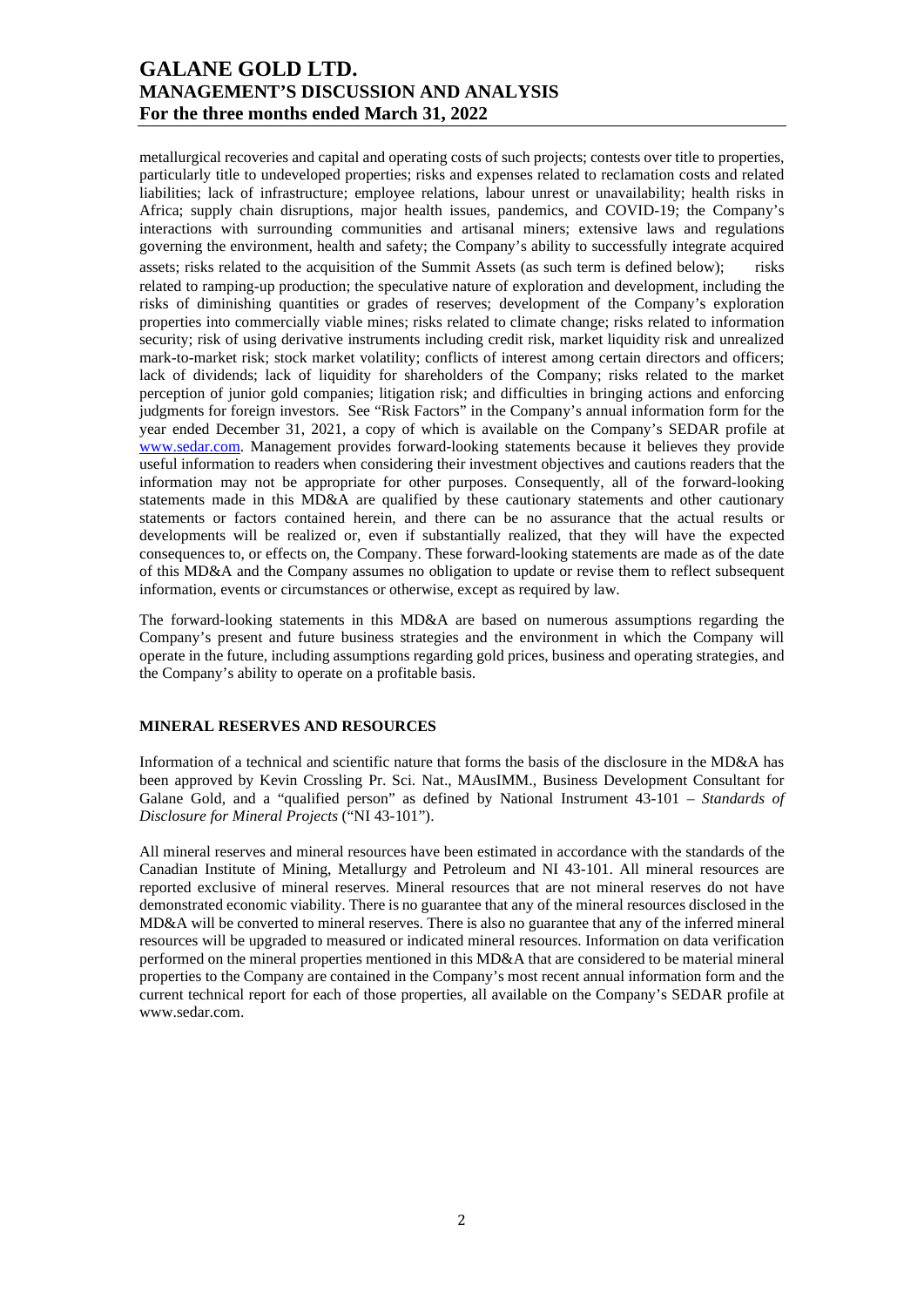metallurgical recoveries and capital and operating costs of such projects; contests over title to properties, particularly title to undeveloped properties; risks and expenses related to reclamation costs and related liabilities; lack of infrastructure; employee relations, labour unrest or unavailability; health risks in Africa; supply chain disruptions, major health issues, pandemics, and COVID-19; the Company's interactions with surrounding communities and artisanal miners; extensive laws and regulations governing the environment, health and safety; the Company's ability to successfully integrate acquired assets; risks related to the acquisition of the Summit Assets (as such term is defined below); risks related to ramping-up production; the speculative nature of exploration and development, including the risks of diminishing quantities or grades of reserves; development of the Company's exploration properties into commercially viable mines; risks related to climate change; risks related to information security; risk of using derivative instruments including credit risk, market liquidity risk and unrealized mark-to-market risk; stock market volatility; conflicts of interest among certain directors and officers; lack of dividends; lack of liquidity for shareholders of the Company; risks related to the market perception of junior gold companies; litigation risk; and difficulties in bringing actions and enforcing judgments for foreign investors. See "Risk Factors" in the Company's annual information form for the year ended December 31, 2021, a copy of which is available on the Company's SEDAR profile at www.sedar.com. Management provides forward-looking statements because it believes they provide useful information to readers when considering their investment objectives and cautions readers that the information may not be appropriate for other purposes. Consequently, all of the forward-looking statements made in this MD&A are qualified by these cautionary statements and other cautionary statements or factors contained herein, and there can be no assurance that the actual results or developments will be realized or, even if substantially realized, that they will have the expected consequences to, or effects on, the Company. These forward-looking statements are made as of the date of this MD&A and the Company assumes no obligation to update or revise them to reflect subsequent information, events or circumstances or otherwise, except as required by law.

The forward-looking statements in this MD&A are based on numerous assumptions regarding the Company's present and future business strategies and the environment in which the Company will operate in the future, including assumptions regarding gold prices, business and operating strategies, and the Company's ability to operate on a profitable basis.

## MINERAL RESERVES AND RESOURCES

Information of a technical and scientific nature that forms the basis of the disclosure in the MD&A has been approved by Kevin Crossling Pr. Sci. Nat., MAusIMM., Business Development Consultant for Galane Gold, and a "qualified person" as defined by National Instrument 43-101 – *Standards of Disclosure for Mineral Projects* ("NI 43-101").

All mineral reserves and mineral resources have been estimated in accordance with the standards of the Canadian Institute of Mining, Metallurgy and Petroleum and NI 43-101. All mineral resources are reported exclusive of mineral reserves. Mineral resources that are not mineral reserves do not have demonstrated economic viability. There is no guarantee that any of the mineral resources disclosed in the MD&A will be converted to mineral reserves. There is also no guarantee that any of the inferred mineral resources will be upgraded to measured or indicated mineral resources. Information on data verification performed on the mineral properties mentioned in this MD&A that are considered to be material mineral properties to the Company are contained in the Company's most recent annual information form and the current technical report for each of those properties, all available on the Company's SEDAR profile at www.sedar.com.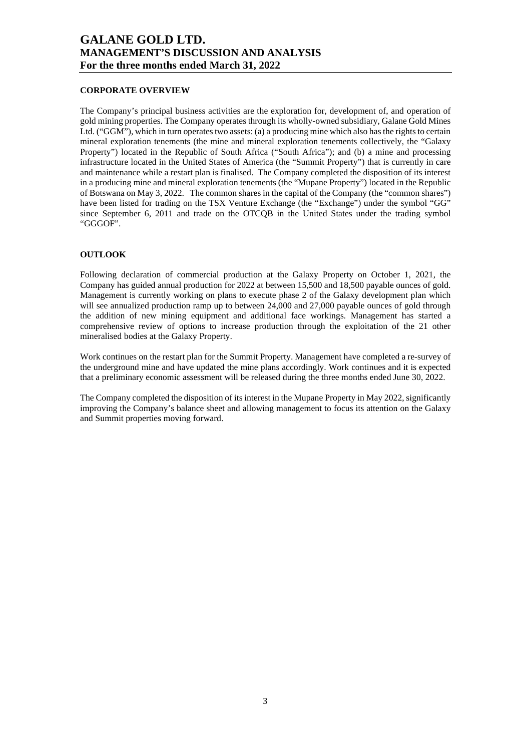## CORPORATE OVERVIEW

The Company's principal business activities are the exploration for, development of, and operation of gold mining properties. The Company operates through its wholly-owned subsidiary, Galane Gold Mines Ltd. ("GGM"), which in turn operates two assets: (a) a producing mine which also has the rights to certain mineral exploration tenements (the mine and mineral exploration tenements collectively, the "Galaxy Property") located in the Republic of South Africa ("South Africa"); and (b) a mine and processing infrastructure located in the United States of America (the "Summit Property") that is currently in care and maintenance while a restart plan is finalised. The Company completed the disposition of its interest in a producing mine and mineral exploration tenements (the "Mupane Property") located in the Republic of Botswana on May 3, 2022. The common shares in the capital of the Company (the "common shares") have been listed for trading on the TSX Venture Exchange (the "Exchange") under the symbol "GG" since September 6, 2011 and trade on the OTCQB in the United States under the trading symbol "GGGOF".

## OUTLOOK

Following declaration of commercial production at the Galaxy Property on October 1, 2021, the Company has guided annual production for 2022 at between 15,500 and 18,500 payable ounces of gold. Management is currently working on plans to execute phase 2 of the Galaxy development plan which will see annualized production ramp up to between 24,000 and 27,000 payable ounces of gold through the addition of new mining equipment and additional face workings. Management has started a comprehensive review of options to increase production through the exploitation of the 21 other mineralised bodies at the Galaxy Property.

Work continues on the restart plan for the Summit Property. Management have completed a re-survey of the underground mine and have updated the mine plans accordingly. Work continues and it is expected that a preliminary economic assessment will be released during the three months ended June 30, 2022.

The Company completed the disposition of its interest in the Mupane Property in May 2022, significantly improving the Company's balance sheet and allowing management to focus its attention on the Galaxy and Summit properties moving forward.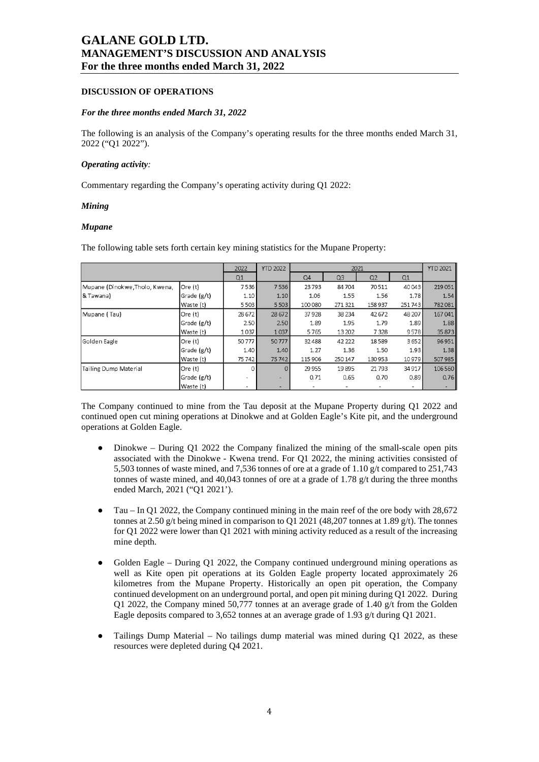## DISCUSSION OF OPERATIONS

### *For the three months ended March 31, 2022*

The following is an analysis of the Company's operating results for the three months ended March 31, 2022 ("Q1 2022").

### *Operating activity:*

Commentary regarding the Company's operating activity during Q1 2022:

### *Mining*

### *Mupane*

The following table sets forth certain key mining statistics for the Mupane Property:

| | | 2022 | YTD 2022 | 2021 | | | | YTD 2021 |
|---|---|---|---|---|---|---|---|---|
| | | Q1 | | Q4 | Q3 | Q2 | Q1 | |
| Mupane (Dinokwe,Tholo, Kwena, & Tawana) | Ore (t) | 7 536 | 7 536 | 23 793 | 84 704 | 70 511 | 40 043 | 219 051 |
| | Grade (g/t) | 1.10 | 1.10 | 1.06 | 1.55 | 1.56 | 1.78 | 1.54 |
| | Waste (t) | 5 503 | 5 503 | 100 080 | 271 321 | 158 937 | 251 743 | 782 081 |
| Mupane ( Tau) | Ore (t) | 28 672 | 28 672 | 37 928 | 38 234 | 42 672 | 48 207 | 167 041 |
| | Grade (g/t) | 2.50 | 2.50 | 1.89 | 1.95 | 1.79 | 1.89 | 1.88 |
| | Waste (t) | 1 037 | 1 037 | 5 765 | 13 202 | 7 328 | 9 578 | 35 873 |
| Golden Eagle | Ore (t) | 50 777 | 50 777 | 32 488 | 42 222 | 18 589 | 3 652 | 96 951 |
| | Grade (g/t) | 1.40 | 1.40 | 1.27 | 1.36 | 1.50 | 1.93 | 1.38 |
| | Waste (t) | 75 742 | 75 742 | 115 906 | 250 147 | 130 953 | 10 979 | 507 985 |
| Tailing Dump Material | Ore (t) | 0 | 0 | 29 955 | 19 895 | 21 793 | 34 917 | 106 560 |
| | Grade (g/t) | - | - | 0.71 | 0.65 | 0.70 | 0.89 | 0.76 |
| | Waste (t) | - | - | - | - | - | - | - |

The Company continued to mine from the Tau deposit at the Mupane Property during Q1 2022 and continued open cut mining operations at Dinokwe and at Golden Eagle's Kite pit, and the underground operations at Golden Eagle.

- Dinokwe – During Q1 2022 the Company finalized the mining of the small-scale open pits associated with the Dinokwe - Kwena trend. For Q1 2022, the mining activities consisted of 5,503 tonnes of waste mined, and 7,536 tonnes of ore at a grade of 1.10 g/t compared to 251,743 tonnes of waste mined, and 40,043 tonnes of ore at a grade of 1.78 g/t during the three months ended March, 2021 ("Q1 2021').

- Tau – In Q1 2022, the Company continued mining in the main reef of the ore body with 28,672 tonnes at 2.50 g/t being mined in comparison to Q1 2021 (48,207 tonnes at 1.89 g/t). The tonnes for Q1 2022 were lower than Q1 2021 with mining activity reduced as a result of the increasing mine depth.

- Golden Eagle – During Q1 2022, the Company continued underground mining operations as well as Kite open pit operations at its Golden Eagle property located approximately 26 kilometres from the Mupane Property. Historically an open pit operation, the Company continued development on an underground portal, and open pit mining during Q1 2022. During Q1 2022, the Company mined 50,777 tonnes at an average grade of 1.40 g/t from the Golden Eagle deposits compared to 3,652 tonnes at an average grade of 1.93 g/t during Q1 2021.

- Tailings Dump Material – No tailings dump material was mined during Q1 2022, as these resources were depleted during Q4 2021.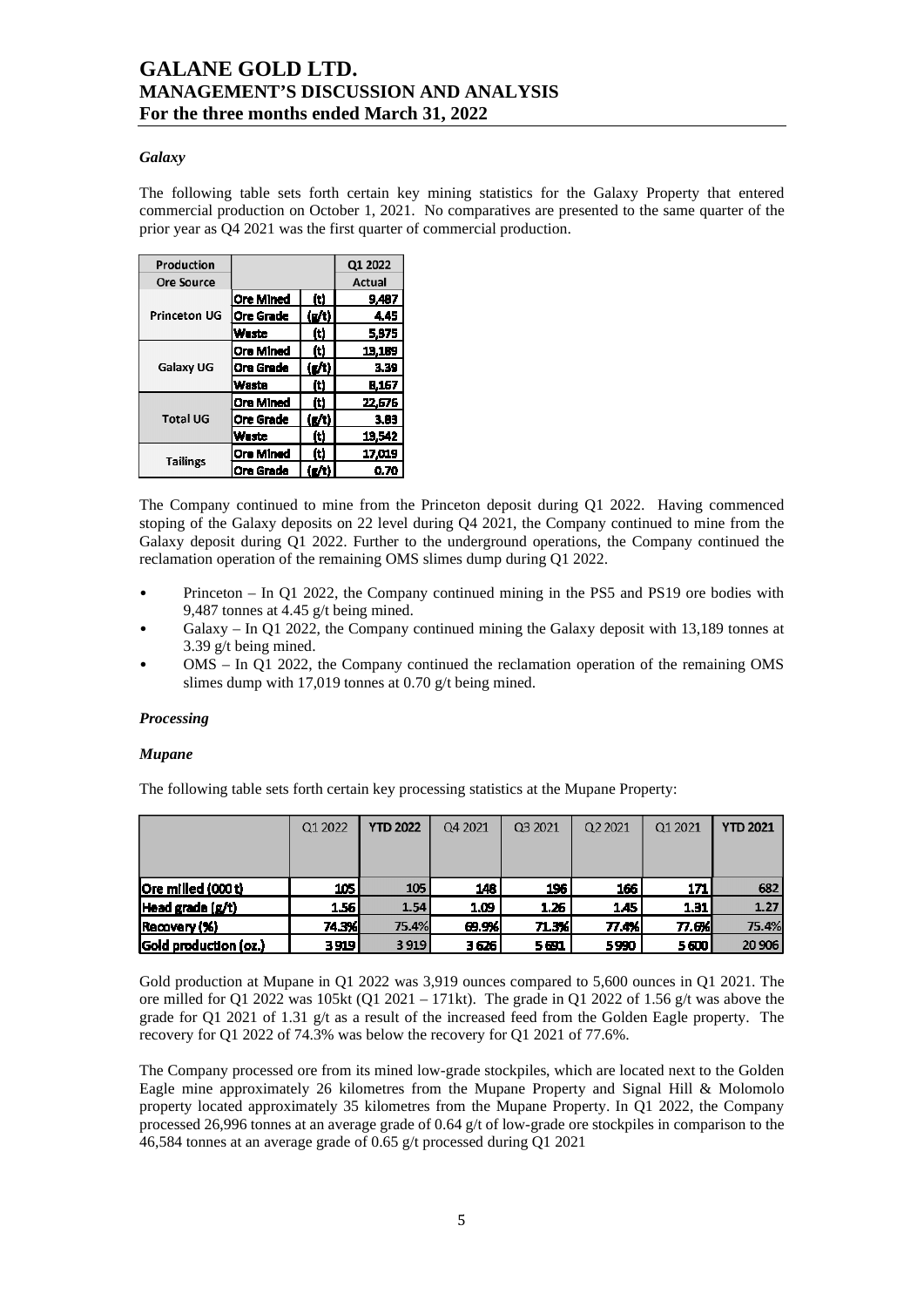*Galaxy*

The following table sets forth certain key mining statistics for the Galaxy Property that entered commercial production on October 1, 2021. No comparatives are presented to the same quarter of the prior year as Q4 2021 was the first quarter of commercial production.

| Production | | | Q1 2022 |
|---|---|---|---|
| Ore Source | | | Actual |
| Princeton UG | Ore Mined | (t) | 9,487 |
| | Ore Grade | (g/t) | 4.45 |
| | Waste | (t) | 5,975 |
| Galaxy UG | Ore Mined | (t) | 13,189 |
| | Ore Grade | (g/t) | 3.39 |
| | Waste | (t) | 8,167 |
| Total UG | Ore Mined | (t) | 22,676 |
| | Ore Grade | (g/t) | 3.83 |
| | Waste | (t) | 19,542 |
| Tailings | Ore Mined | (t) | 17,019 |
| | Ore Grade | (g/t) | 0.70 |

The Company continued to mine from the Princeton deposit during Q1 2022. Having commenced stoping of the Galaxy deposits on 22 level during Q4 2021, the Company continued to mine from the Galaxy deposit during Q1 2022. Further to the underground operations, the Company continued the reclamation operation of the remaining OMS slimes dump during Q1 2022.

- Princeton – In Q1 2022, the Company continued mining in the PS5 and PS19 ore bodies with 9,487 tonnes at 4.45 g/t being mined.
- Galaxy – In Q1 2022, the Company continued mining the Galaxy deposit with 13,189 tonnes at 3.39 g/t being mined.
- OMS – In Q1 2022, the Company continued the reclamation operation of the remaining OMS slimes dump with 17,019 tonnes at 0.70 g/t being mined.

*Processing*

*Mupane*

The following table sets forth certain key processing statistics at the Mupane Property:

| | Q1 2022 | YTD 2022 | Q4 2021 | Q3 2021 | Q2 2021 | Q1 2021 | YTD 2021 |
|---|---|---|---|---|---|---|---|
| Ore milled (000 t) | 105 | 105 | 148 | 196 | 166 | 171 | 682 |
| Head grade (g/t) | 1.56 | 1.54 | 1.09 | 1.26 | 1.45 | 1.31 | 1.27 |
| Recovery (%) | 74.3% | 75.4% | 69.9% | 71.3% | 77.4% | 77.6% | 75.4% |
| Gold production (oz.) | 3 919 | 3 919 | 3 626 | 5 691 | 5 990 | 5 600 | 20 906 |

Gold production at Mupane in Q1 2022 was 3,919 ounces compared to 5,600 ounces in Q1 2021. The ore milled for Q1 2022 was 105kt (Q1 2021 – 171kt). The grade in Q1 2022 of 1.56 g/t was above the grade for Q1 2021 of 1.31 g/t as a result of the increased feed from the Golden Eagle property. The recovery for Q1 2022 of 74.3% was below the recovery for Q1 2021 of 77.6%.

The Company processed ore from its mined low-grade stockpiles, which are located next to the Golden Eagle mine approximately 26 kilometres from the Mupane Property and Signal Hill & Molomolo property located approximately 35 kilometres from the Mupane Property. In Q1 2022, the Company processed 26,996 tonnes at an average grade of 0.64 g/t of low-grade ore stockpiles in comparison to the 46,584 tonnes at an average grade of 0.65 g/t processed during Q1 2021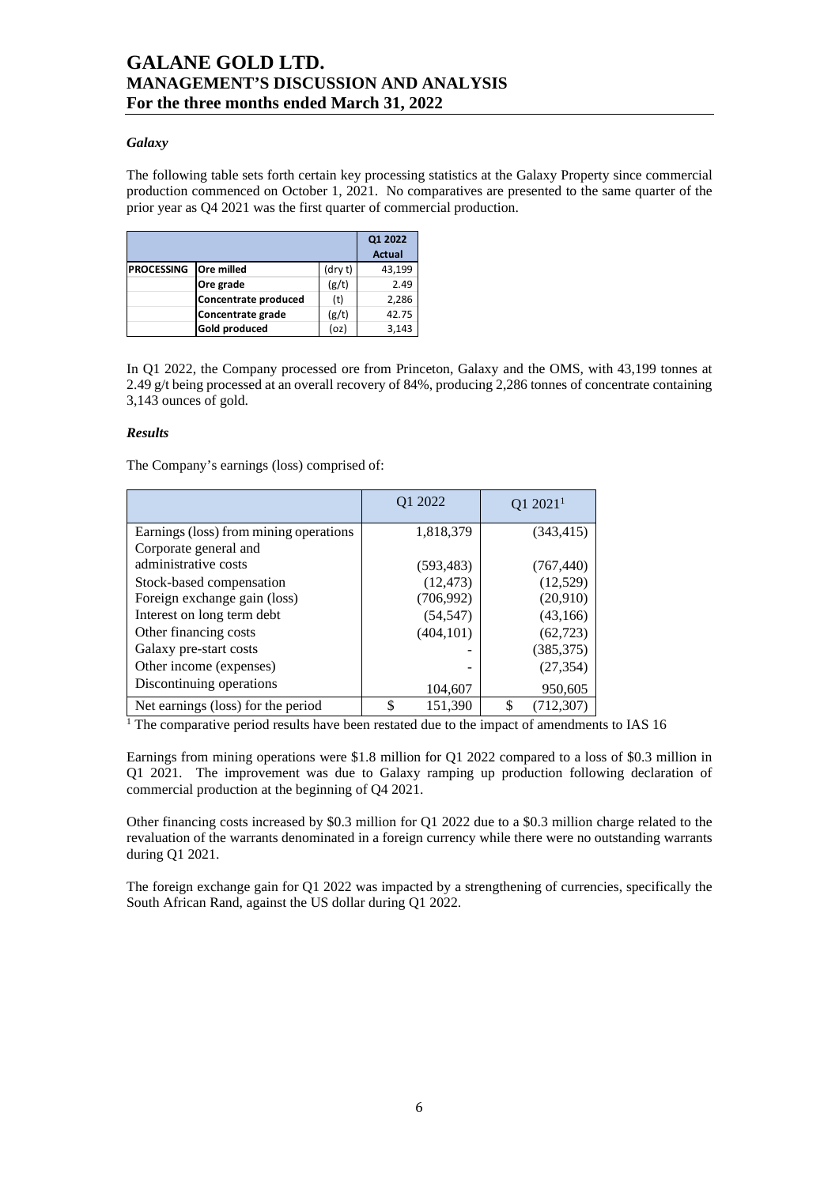### *Galaxy*

The following table sets forth certain key processing statistics at the Galaxy Property since commercial production commenced on October 1, 2021. No comparatives are presented to the same quarter of the prior year as Q4 2021 was the first quarter of commercial production.

| | | | Q1 2022 Actual |
|---|---|---|---|
| **PROCESSING** | **Ore milled** | (dry t) | 43,199 |
| | **Ore grade** | (g/t) | 2.49 |
| | **Concentrate produced** | (t) | 2,286 |
| | **Concentrate grade** | (g/t) | 42.75 |
| | **Gold produced** | (oz) | 3,143 |

In Q1 2022, the Company processed ore from Princeton, Galaxy and the OMS, with 43,199 tonnes at 2.49 g/t being processed at an overall recovery of 84%, producing 2,286 tonnes of concentrate containing 3,143 ounces of gold.

### *Results*

The Company's earnings (loss) comprised of:

| | Q1 2022 | Q1 2021[1] |
|---|---|---|
| Earnings (loss) from mining operations | 1,818,379 | (343,415) |
| Corporate general and administrative costs | (593,483) | (767,440) |
| Stock-based compensation | (12,473) | (12,529) |
| Foreign exchange gain (loss) | (706,992) | (20,910) |
| Interest on long term debt | (54,547) | (43,166) |
| Other financing costs | (404,101) | (62,723) |
| Galaxy pre-start costs | - | (385,375) |
| Other income (expenses) | - | (27,354) |
| Discontinuing operations | 104,607 | 950,605 |
| Net earnings (loss) for the period | $ 151,390 | $ (712,307) |

[1] The comparative period results have been restated due to the impact of amendments to IAS 16

Earnings from mining operations were $1.8 million for Q1 2022 compared to a loss of $0.3 million in Q1 2021. The improvement was due to Galaxy ramping up production following declaration of commercial production at the beginning of Q4 2021.

Other financing costs increased by $0.3 million for Q1 2022 due to a $0.3 million charge related to the revaluation of the warrants denominated in a foreign currency while there were no outstanding warrants during Q1 2021.

The foreign exchange gain for Q1 2022 was impacted by a strengthening of currencies, specifically the South African Rand, against the US dollar during Q1 2022.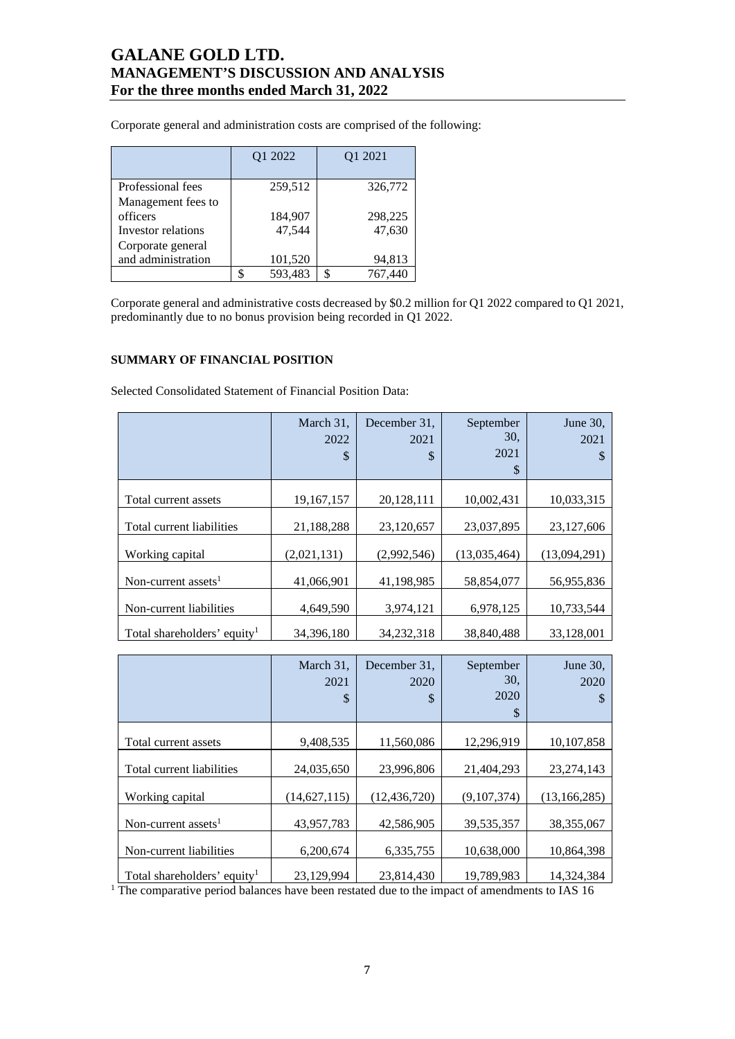Corporate general and administration costs are comprised of the following:

| | Q1 2022 | Q1 2021 |
|---|---|---|
| Professional fees | 259,512 | 326,772 |
| Management fees to officers | 184,907 | 298,225 |
| Investor relations | 47,544 | 47,630 |
| Corporate general and administration | 101,520 | 94,813 |
| | $ 593,483 | $ 767,440 |

Corporate general and administrative costs decreased by $0.2 million for Q1 2022 compared to Q1 2021, predominantly due to no bonus provision being recorded in Q1 2022.

## SUMMARY OF FINANCIAL POSITION

Selected Consolidated Statement of Financial Position Data:

| | March 31, 2022 $ | December 31, 2021 $ | September 30, 2021 $ | June 30, 2021 $ |
|---|---|---|---|---|
| Total current assets | 19,167,157 | 20,128,111 | 10,002,431 | 10,033,315 |
| Total current liabilities | 21,188,288 | 23,120,657 | 23,037,895 | 23,127,606 |
| Working capital | (2,021,131) | (2,992,546) | (13,035,464) | (13,094,291) |
| Non-current assets[1] | 41,066,901 | 41,198,985 | 58,854,077 | 56,955,836 |
| Non-current liabilities | 4,649,590 | 3,974,121 | 6,978,125 | 10,733,544 |
| Total shareholders' equity[1] | 34,396,180 | 34,232,318 | 38,840,488 | 33,128,001 |

| | March 31, 2021 $ | December 31, 2020 $ | September 30, 2020 $ | June 30, 2020 $ |
|---|---|---|---|---|
| Total current assets | 9,408,535 | 11,560,086 | 12,296,919 | 10,107,858 |
| Total current liabilities | 24,035,650 | 23,996,806 | 21,404,293 | 23,274,143 |
| Working capital | (14,627,115) | (12,436,720) | (9,107,374) | (13,166,285) |
| Non-current assets[1] | 43,957,783 | 42,586,905 | 39,535,357 | 38,355,067 |
| Non-current liabilities | 6,200,674 | 6,335,755 | 10,638,000 | 10,864,398 |
| Total shareholders' equity[1] | 23,129,994 | 23,814,430 | 19,789,983 | 14,324,384 |

[1] The comparative period balances have been restated due to the impact of amendments to IAS 16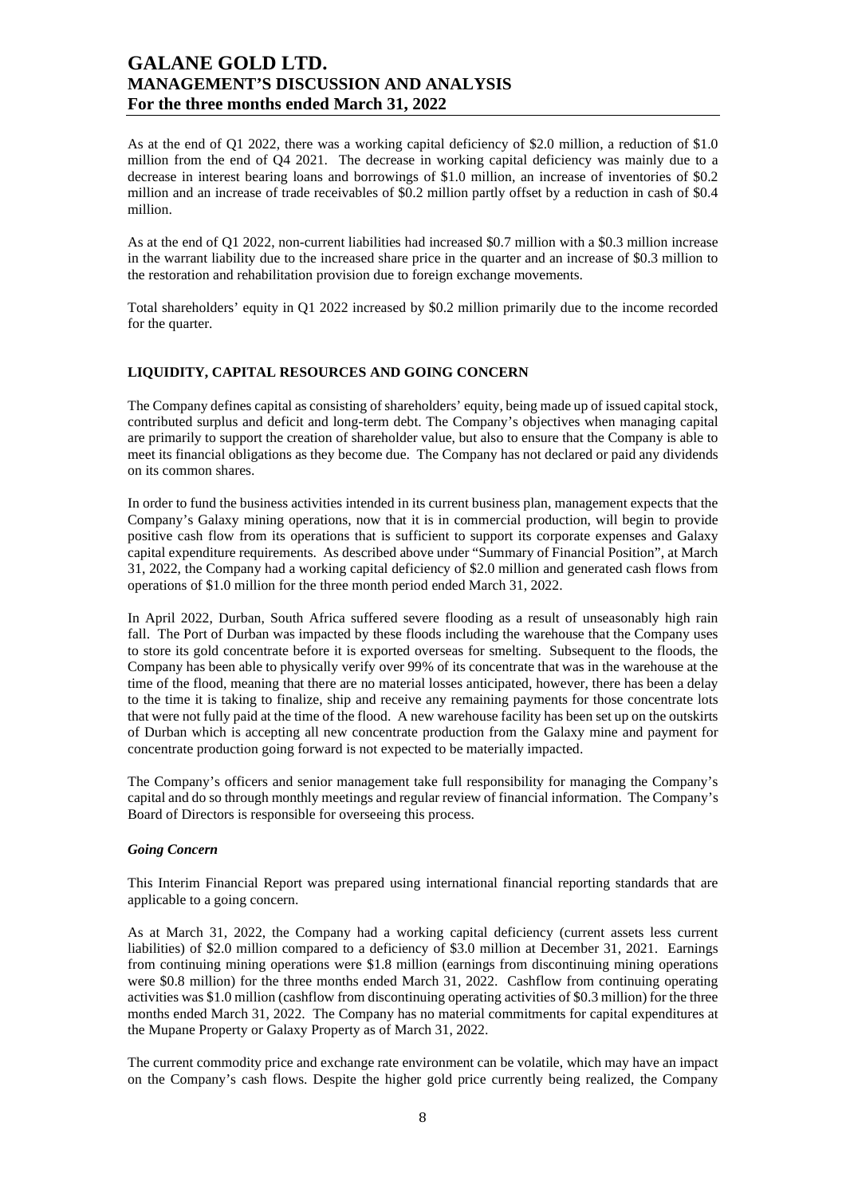As at the end of Q1 2022, there was a working capital deficiency of $2.0 million, a reduction of $1.0 million from the end of Q4 2021. The decrease in working capital deficiency was mainly due to a decrease in interest bearing loans and borrowings of $1.0 million, an increase of inventories of $0.2 million and an increase of trade receivables of $0.2 million partly offset by a reduction in cash of $0.4 million.

As at the end of Q1 2022, non-current liabilities had increased $0.7 million with a $0.3 million increase in the warrant liability due to the increased share price in the quarter and an increase of $0.3 million to the restoration and rehabilitation provision due to foreign exchange movements.

Total shareholders' equity in Q1 2022 increased by $0.2 million primarily due to the income recorded for the quarter.

## LIQUIDITY, CAPITAL RESOURCES AND GOING CONCERN

The Company defines capital as consisting of shareholders' equity, being made up of issued capital stock, contributed surplus and deficit and long-term debt. The Company's objectives when managing capital are primarily to support the creation of shareholder value, but also to ensure that the Company is able to meet its financial obligations as they become due. The Company has not declared or paid any dividends on its common shares.

In order to fund the business activities intended in its current business plan, management expects that the Company's Galaxy mining operations, now that it is in commercial production, will begin to provide positive cash flow from its operations that is sufficient to support its corporate expenses and Galaxy capital expenditure requirements. As described above under "Summary of Financial Position", at March 31, 2022, the Company had a working capital deficiency of $2.0 million and generated cash flows from operations of $1.0 million for the three month period ended March 31, 2022.

In April 2022, Durban, South Africa suffered severe flooding as a result of unseasonably high rain fall. The Port of Durban was impacted by these floods including the warehouse that the Company uses to store its gold concentrate before it is exported overseas for smelting. Subsequent to the floods, the Company has been able to physically verify over 99% of its concentrate that was in the warehouse at the time of the flood, meaning that there are no material losses anticipated, however, there has been a delay to the time it is taking to finalize, ship and receive any remaining payments for those concentrate lots that were not fully paid at the time of the flood. A new warehouse facility has been set up on the outskirts of Durban which is accepting all new concentrate production from the Galaxy mine and payment for concentrate production going forward is not expected to be materially impacted.

The Company's officers and senior management take full responsibility for managing the Company's capital and do so through monthly meetings and regular review of financial information. The Company's Board of Directors is responsible for overseeing this process.

### *Going Concern*

This Interim Financial Report was prepared using international financial reporting standards that are applicable to a going concern.

As at March 31, 2022, the Company had a working capital deficiency (current assets less current liabilities) of $2.0 million compared to a deficiency of $3.0 million at December 31, 2021. Earnings from continuing mining operations were $1.8 million (earnings from discontinuing mining operations were $0.8 million) for the three months ended March 31, 2022. Cashflow from continuing operating activities was $1.0 million (cashflow from discontinuing operating activities of $0.3 million) for the three months ended March 31, 2022. The Company has no material commitments for capital expenditures at the Mupane Property or Galaxy Property as of March 31, 2022.

The current commodity price and exchange rate environment can be volatile, which may have an impact on the Company's cash flows. Despite the higher gold price currently being realized, the Company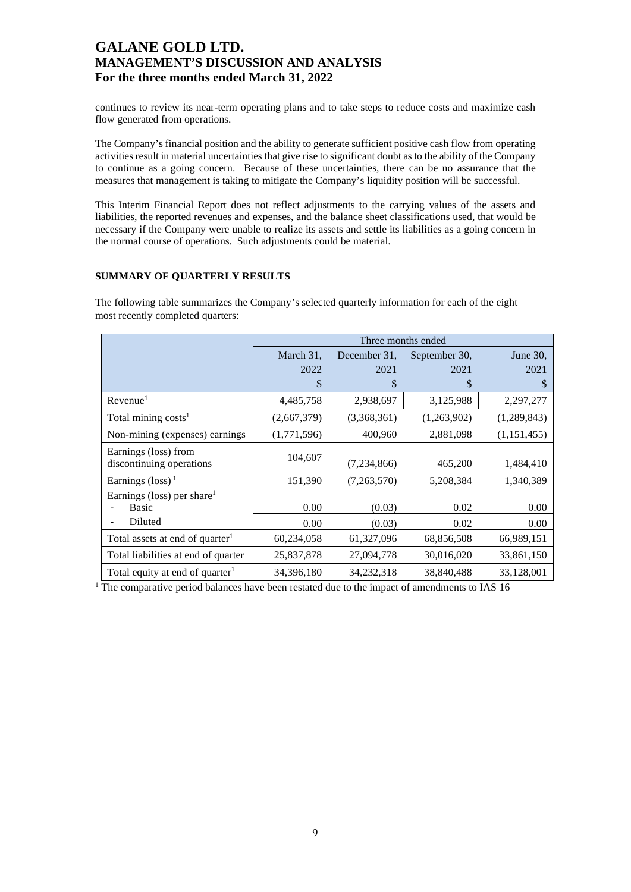continues to review its near-term operating plans and to take steps to reduce costs and maximize cash flow generated from operations.

The Company's financial position and the ability to generate sufficient positive cash flow from operating activities result in material uncertainties that give rise to significant doubt as to the ability of the Company to continue as a going concern. Because of these uncertainties, there can be no assurance that the measures that management is taking to mitigate the Company's liquidity position will be successful.

This Interim Financial Report does not reflect adjustments to the carrying values of the assets and liabilities, the reported revenues and expenses, and the balance sheet classifications used, that would be necessary if the Company were unable to realize its assets and settle its liabilities as a going concern in the normal course of operations. Such adjustments could be material.

## SUMMARY OF QUARTERLY RESULTS

The following table summarizes the Company's selected quarterly information for each of the eight most recently completed quarters:

| | Three months ended | | | |
|---|---|---|---|---|
| | March 31, 2022 $ | December 31, 2021 $ | September 30, 2021 $ | June 30, 2021 $ |
| Revenue[1] | 4,485,758 | 2,938,697 | 3,125,988 | 2,297,277 |
| Total mining costs[1] | (2,667,379) | (3,368,361) | (1,263,902) | (1,289,843) |
| Non-mining (expenses) earnings | (1,771,596) | 400,960 | 2,881,098 | (1,151,455) |
| Earnings (loss) from discontinuing operations | 104,607 | (7,234,866) | 465,200 | 1,484,410 |
| Earnings (loss)[1] | 151,390 | (7,263,570) | 5,208,384 | 1,340,389 |
| Earnings (loss) per share[1] | | | | |
| - Basic | 0.00 | (0.03) | 0.02 | 0.00 |
| - Diluted | 0.00 | (0.03) | 0.02 | 0.00 |
| Total assets at end of quarter[1] | 60,234,058 | 61,327,096 | 68,856,508 | 66,989,151 |
| Total liabilities at end of quarter | 25,837,878 | 27,094,778 | 30,016,020 | 33,861,150 |
| Total equity at end of quarter[1] | 34,396,180 | 34,232,318 | 38,840,488 | 33,128,001 |

[1] The comparative period balances have been restated due to the impact of amendments to IAS 16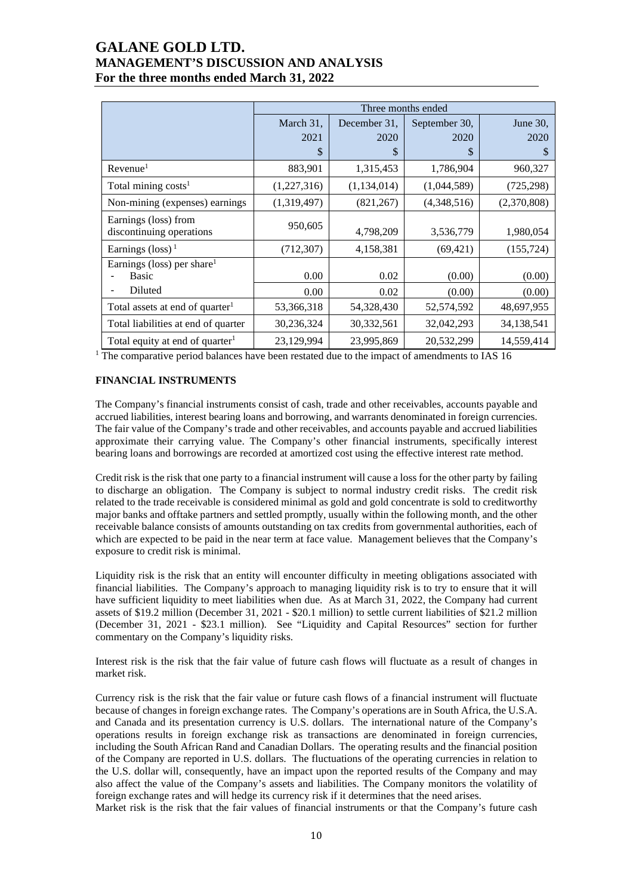| | Three months ended | | | |
|---|---|---|---|---|
| | March 31, 2021 $ | December 31, 2020 $ | September 30, 2020 $ | June 30, 2020 $ |
| Revenue[1] | 883,901 | 1,315,453 | 1,786,904 | 960,327 |
| Total mining costs[1] | (1,227,316) | (1,134,014) | (1,044,589) | (725,298) |
| Non-mining (expenses) earnings | (1,319,497) | (821,267) | (4,348,516) | (2,370,808) |
| Earnings (loss) from discontinuing operations | 950,605 | 4,798,209 | 3,536,779 | 1,980,054 |
| Earnings (loss) [1] | (712,307) | 4,158,381 | (69,421) | (155,724) |
| Earnings (loss) per share[1] | | | | |
| - Basic | 0.00 | 0.02 | (0.00) | (0.00) |
| - Diluted | 0.00 | 0.02 | (0.00) | (0.00) |
| Total assets at end of quarter[1] | 53,366,318 | 54,328,430 | 52,574,592 | 48,697,955 |
| Total liabilities at end of quarter | 30,236,324 | 30,332,561 | 32,042,293 | 34,138,541 |
| Total equity at end of quarter[1] | 23,129,994 | 23,995,869 | 20,532,299 | 14,559,414 |

[1] The comparative period balances have been restated due to the impact of amendments to IAS 16

**FINANCIAL INSTRUMENTS**

The Company's financial instruments consist of cash, trade and other receivables, accounts payable and accrued liabilities, interest bearing loans and borrowing, and warrants denominated in foreign currencies. The fair value of the Company's trade and other receivables, and accounts payable and accrued liabilities approximate their carrying value. The Company's other financial instruments, specifically interest bearing loans and borrowings are recorded at amortized cost using the effective interest rate method.

Credit risk is the risk that one party to a financial instrument will cause a loss for the other party by failing to discharge an obligation. The Company is subject to normal industry credit risks. The credit risk related to the trade receivable is considered minimal as gold and gold concentrate is sold to creditworthy major banks and offtake partners and settled promptly, usually within the following month, and the other receivable balance consists of amounts outstanding on tax credits from governmental authorities, each of which are expected to be paid in the near term at face value. Management believes that the Company's exposure to credit risk is minimal.

Liquidity risk is the risk that an entity will encounter difficulty in meeting obligations associated with financial liabilities. The Company's approach to managing liquidity risk is to try to ensure that it will have sufficient liquidity to meet liabilities when due. As at March 31, 2022, the Company had current assets of $19.2 million (December 31, 2021 - $20.1 million) to settle current liabilities of $21.2 million (December 31, 2021 - $23.1 million). See "Liquidity and Capital Resources" section for further commentary on the Company's liquidity risks.

Interest risk is the risk that the fair value of future cash flows will fluctuate as a result of changes in market risk.

Currency risk is the risk that the fair value or future cash flows of a financial instrument will fluctuate because of changes in foreign exchange rates. The Company's operations are in South Africa, the U.S.A. and Canada and its presentation currency is U.S. dollars. The international nature of the Company's operations results in foreign exchange risk as transactions are denominated in foreign currencies, including the South African Rand and Canadian Dollars. The operating results and the financial position of the Company are reported in U.S. dollars. The fluctuations of the operating currencies in relation to the U.S. dollar will, consequently, have an impact upon the reported results of the Company and may also affect the value of the Company's assets and liabilities. The Company monitors the volatility of foreign exchange rates and will hedge its currency risk if it determines that the need arises.
Market risk is the risk that the fair values of financial instruments or that the Company's future cash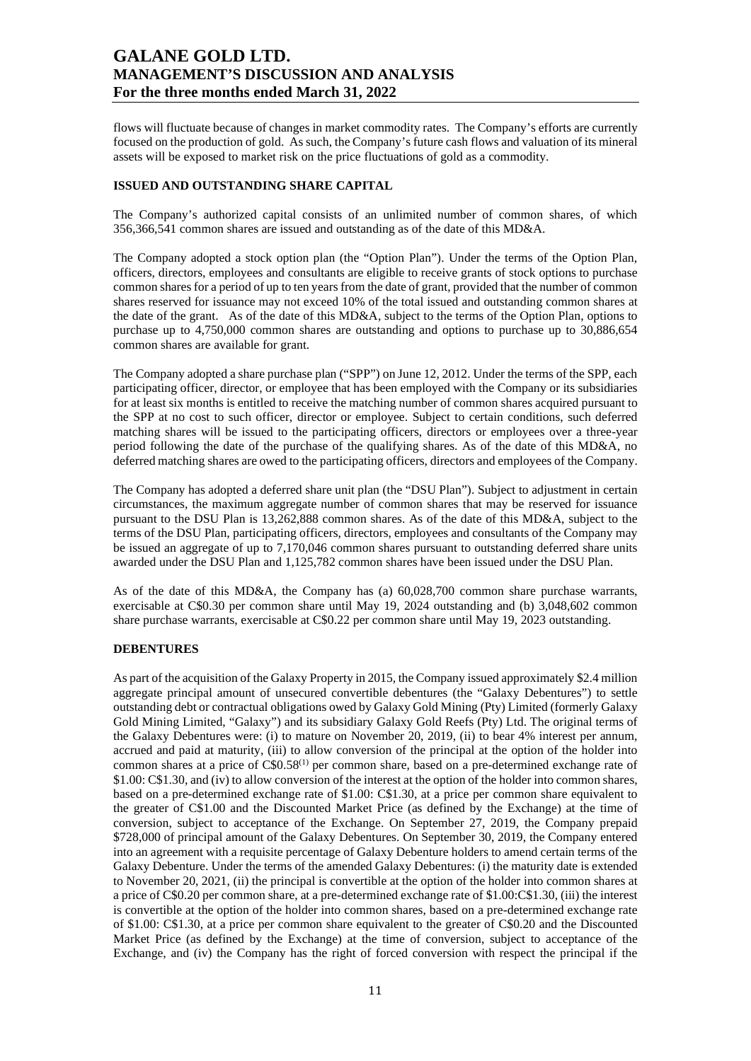flows will fluctuate because of changes in market commodity rates. The Company's efforts are currently focused on the production of gold. As such, the Company's future cash flows and valuation of its mineral assets will be exposed to market risk on the price fluctuations of gold as a commodity.

## ISSUED AND OUTSTANDING SHARE CAPITAL

The Company's authorized capital consists of an unlimited number of common shares, of which 356,366,541 common shares are issued and outstanding as of the date of this MD&A.

The Company adopted a stock option plan (the "Option Plan"). Under the terms of the Option Plan, officers, directors, employees and consultants are eligible to receive grants of stock options to purchase common shares for a period of up to ten years from the date of grant, provided that the number of common shares reserved for issuance may not exceed 10% of the total issued and outstanding common shares at the date of the grant. As of the date of this MD&A, subject to the terms of the Option Plan, options to purchase up to 4,750,000 common shares are outstanding and options to purchase up to 30,886,654 common shares are available for grant.

The Company adopted a share purchase plan ("SPP") on June 12, 2012. Under the terms of the SPP, each participating officer, director, or employee that has been employed with the Company or its subsidiaries for at least six months is entitled to receive the matching number of common shares acquired pursuant to the SPP at no cost to such officer, director or employee. Subject to certain conditions, such deferred matching shares will be issued to the participating officers, directors or employees over a three-year period following the date of the purchase of the qualifying shares. As of the date of this MD&A, no deferred matching shares are owed to the participating officers, directors and employees of the Company.

The Company has adopted a deferred share unit plan (the "DSU Plan"). Subject to adjustment in certain circumstances, the maximum aggregate number of common shares that may be reserved for issuance pursuant to the DSU Plan is 13,262,888 common shares. As of the date of this MD&A, subject to the terms of the DSU Plan, participating officers, directors, employees and consultants of the Company may be issued an aggregate of up to 7,170,046 common shares pursuant to outstanding deferred share units awarded under the DSU Plan and 1,125,782 common shares have been issued under the DSU Plan.

As of the date of this MD&A, the Company has (a) 60,028,700 common share purchase warrants, exercisable at C$0.30 per common share until May 19, 2024 outstanding and (b) 3,048,602 common share purchase warrants, exercisable at C$0.22 per common share until May 19, 2023 outstanding.

## DEBENTURES

As part of the acquisition of the Galaxy Property in 2015, the Company issued approximately $2.4 million aggregate principal amount of unsecured convertible debentures (the "Galaxy Debentures") to settle outstanding debt or contractual obligations owed by Galaxy Gold Mining (Pty) Limited (formerly Galaxy Gold Mining Limited, "Galaxy") and its subsidiary Galaxy Gold Reefs (Pty) Ltd. The original terms of the Galaxy Debentures were: (i) to mature on November 20, 2019, (ii) to bear 4% interest per annum, accrued and paid at maturity, (iii) to allow conversion of the principal at the option of the holder into common shares at a price of C$0.58[(1)] per common share, based on a pre-determined exchange rate of $1.00: C$1.30, and (iv) to allow conversion of the interest at the option of the holder into common shares, based on a pre-determined exchange rate of $1.00: C$1.30, at a price per common share equivalent to the greater of C$1.00 and the Discounted Market Price (as defined by the Exchange) at the time of conversion, subject to acceptance of the Exchange. On September 27, 2019, the Company prepaid $728,000 of principal amount of the Galaxy Debentures. On September 30, 2019, the Company entered into an agreement with a requisite percentage of Galaxy Debenture holders to amend certain terms of the Galaxy Debenture. Under the terms of the amended Galaxy Debentures: (i) the maturity date is extended to November 20, 2021, (ii) the principal is convertible at the option of the holder into common shares at a price of C$0.20 per common share, at a pre-determined exchange rate of $1.00:C$1.30, (iii) the interest is convertible at the option of the holder into common shares, based on a pre-determined exchange rate of $1.00: C$1.30, at a price per common share equivalent to the greater of C$0.20 and the Discounted Market Price (as defined by the Exchange) at the time of conversion, subject to acceptance of the Exchange, and (iv) the Company has the right of forced conversion with respect the principal if the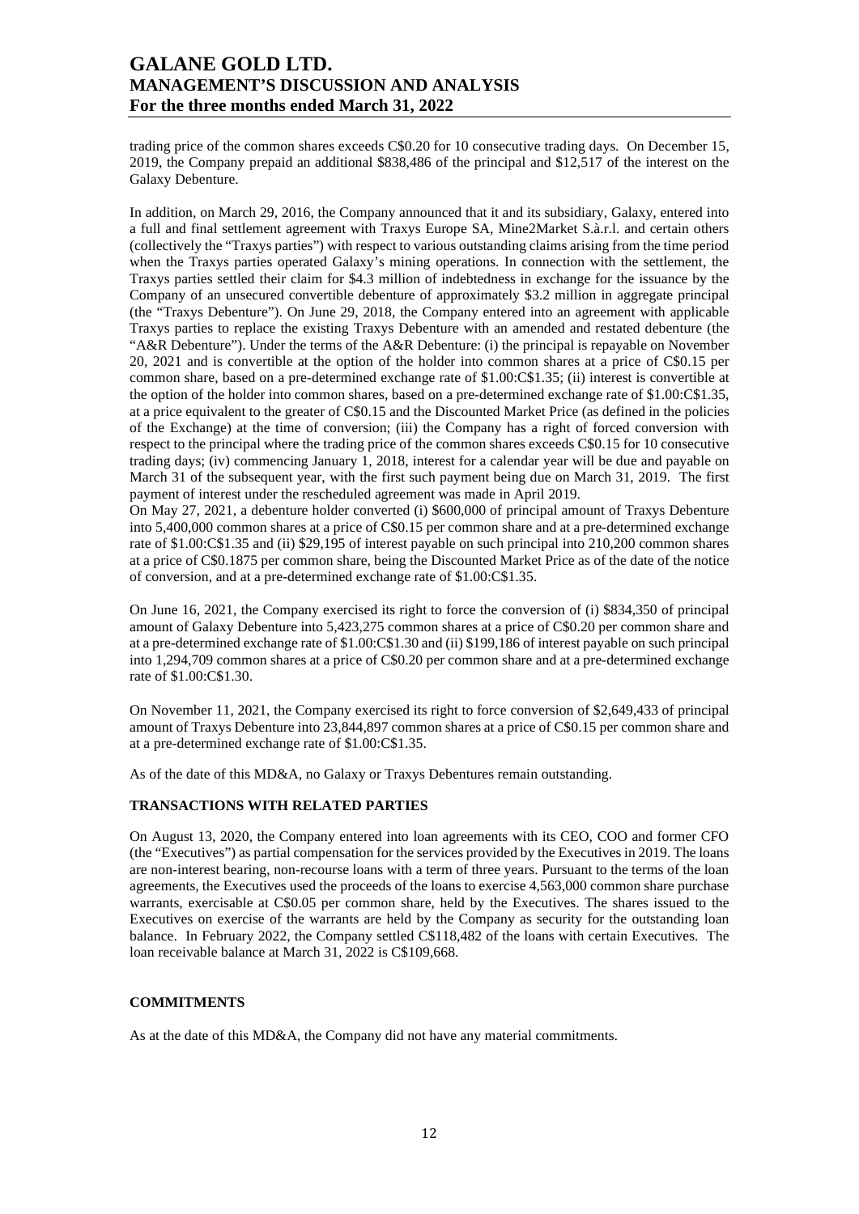trading price of the common shares exceeds C$0.20 for 10 consecutive trading days. On December 15, 2019, the Company prepaid an additional $838,486 of the principal and $12,517 of the interest on the Galaxy Debenture.

In addition, on March 29, 2016, the Company announced that it and its subsidiary, Galaxy, entered into a full and final settlement agreement with Traxys Europe SA, Mine2Market S.à.r.l. and certain others (collectively the "Traxys parties") with respect to various outstanding claims arising from the time period when the Traxys parties operated Galaxy's mining operations. In connection with the settlement, the Traxys parties settled their claim for $4.3 million of indebtedness in exchange for the issuance by the Company of an unsecured convertible debenture of approximately $3.2 million in aggregate principal (the "Traxys Debenture"). On June 29, 2018, the Company entered into an agreement with applicable Traxys parties to replace the existing Traxys Debenture with an amended and restated debenture (the "A&R Debenture"). Under the terms of the A&R Debenture: (i) the principal is repayable on November 20, 2021 and is convertible at the option of the holder into common shares at a price of C$0.15 per common share, based on a pre-determined exchange rate of $1.00:C$1.35; (ii) interest is convertible at the option of the holder into common shares, based on a pre-determined exchange rate of $1.00:C$1.35, at a price equivalent to the greater of C$0.15 and the Discounted Market Price (as defined in the policies of the Exchange) at the time of conversion; (iii) the Company has a right of forced conversion with respect to the principal where the trading price of the common shares exceeds C$0.15 for 10 consecutive trading days; (iv) commencing January 1, 2018, interest for a calendar year will be due and payable on March 31 of the subsequent year, with the first such payment being due on March 31, 2019. The first payment of interest under the rescheduled agreement was made in April 2019.

On May 27, 2021, a debenture holder converted (i) $600,000 of principal amount of Traxys Debenture into 5,400,000 common shares at a price of C$0.15 per common share and at a pre-determined exchange rate of $1.00:C$1.35 and (ii) $29,195 of interest payable on such principal into 210,200 common shares at a price of C$0.1875 per common share, being the Discounted Market Price as of the date of the notice of conversion, and at a pre-determined exchange rate of $1.00:C$1.35.

On June 16, 2021, the Company exercised its right to force the conversion of (i) $834,350 of principal amount of Galaxy Debenture into 5,423,275 common shares at a price of C$0.20 per common share and at a pre-determined exchange rate of $1.00:C$1.30 and (ii) $199,186 of interest payable on such principal into 1,294,709 common shares at a price of C$0.20 per common share and at a pre-determined exchange rate of $1.00:C$1.30.

On November 11, 2021, the Company exercised its right to force conversion of $2,649,433 of principal amount of Traxys Debenture into 23,844,897 common shares at a price of C$0.15 per common share and at a pre-determined exchange rate of $1.00:C$1.35.

As of the date of this MD&A, no Galaxy or Traxys Debentures remain outstanding.

## TRANSACTIONS WITH RELATED PARTIES

On August 13, 2020, the Company entered into loan agreements with its CEO, COO and former CFO (the "Executives") as partial compensation for the services provided by the Executives in 2019. The loans are non-interest bearing, non-recourse loans with a term of three years. Pursuant to the terms of the loan agreements, the Executives used the proceeds of the loans to exercise 4,563,000 common share purchase warrants, exercisable at C$0.05 per common share, held by the Executives. The shares issued to the Executives on exercise of the warrants are held by the Company as security for the outstanding loan balance. In February 2022, the Company settled C$118,482 of the loans with certain Executives. The loan receivable balance at March 31, 2022 is C$109,668.

## COMMITMENTS

As at the date of this MD&A, the Company did not have any material commitments.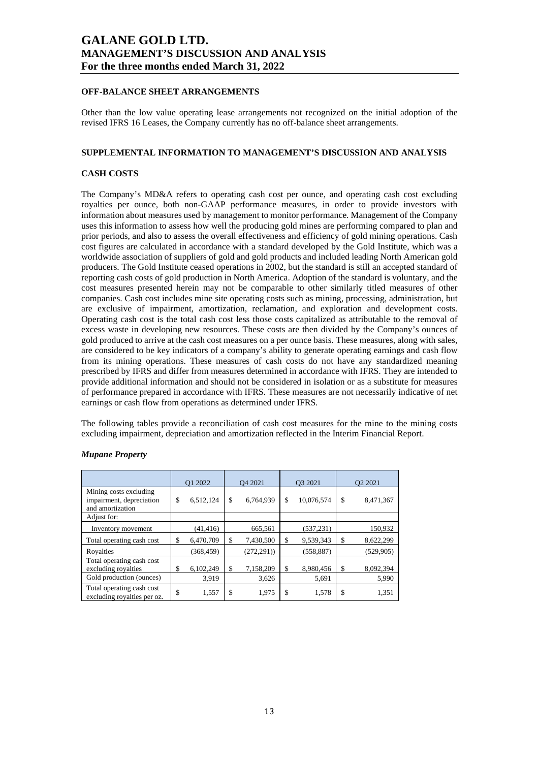# GALANE GOLD LTD.
# MANAGEMENT'S DISCUSSION AND ANALYSIS
# For the three months ended March 31, 2022

## OFF-BALANCE SHEET ARRANGEMENTS

Other than the low value operating lease arrangements not recognized on the initial adoption of the revised IFRS 16 Leases, the Company currently has no off-balance sheet arrangements.

## SUPPLEMENTAL INFORMATION TO MANAGEMENT'S DISCUSSION AND ANALYSIS

## CASH COSTS

The Company's MD&A refers to operating cash cost per ounce, and operating cash cost excluding royalties per ounce, both non-GAAP performance measures, in order to provide investors with information about measures used by management to monitor performance. Management of the Company uses this information to assess how well the producing gold mines are performing compared to plan and prior periods, and also to assess the overall effectiveness and efficiency of gold mining operations. Cash cost figures are calculated in accordance with a standard developed by the Gold Institute, which was a worldwide association of suppliers of gold and gold products and included leading North American gold producers. The Gold Institute ceased operations in 2002, but the standard is still an accepted standard of reporting cash costs of gold production in North America. Adoption of the standard is voluntary, and the cost measures presented herein may not be comparable to other similarly titled measures of other companies. Cash cost includes mine site operating costs such as mining, processing, administration, but are exclusive of impairment, amortization, reclamation, and exploration and development costs. Operating cash cost is the total cash cost less those costs capitalized as attributable to the removal of excess waste in developing new resources. These costs are then divided by the Company's ounces of gold produced to arrive at the cash cost measures on a per ounce basis. These measures, along with sales, are considered to be key indicators of a company's ability to generate operating earnings and cash flow from its mining operations. These measures of cash costs do not have any standardized meaning prescribed by IFRS and differ from measures determined in accordance with IFRS. They are intended to provide additional information and should not be considered in isolation or as a substitute for measures of performance prepared in accordance with IFRS. These measures are not necessarily indicative of net earnings or cash flow from operations as determined under IFRS.

The following tables provide a reconciliation of cash cost measures for the mine to the mining costs excluding impairment, depreciation and amortization reflected in the Interim Financial Report.

### *Mupane Property*

| | Q1 2022 | Q4 2021 | Q3 2021 | Q2 2021 |
|---|---|---|---|---|
| Mining costs excluding impairment, depreciation and amortization | $ 6,512,124 | $ 6,764,939 | $ 10,076,574 | $ 8,471,367 |
| Adjust for: | | | | |
| Inventory movement | (41,416) | 665,561 | (537,231) | 150,932 |
| Total operating cash cost | $ 6,470,709 | $ 7,430,500 | $ 9,539,343 | $ 8,622,299 |
| Royalties | (368,459) | (272,291)) | (558,887) | (529,905) |
| Total operating cash cost excluding royalties | $ 6,102,249 | $ 7,158,209 | $ 8,980,456 | $ 8,092,394 |
| Gold production (ounces) | 3,919 | 3,626 | 5,691 | 5,990 |
| Total operating cash cost excluding royalties per oz. | $ 1,557 | $ 1,975 | $ 1,578 | $ 1,351 |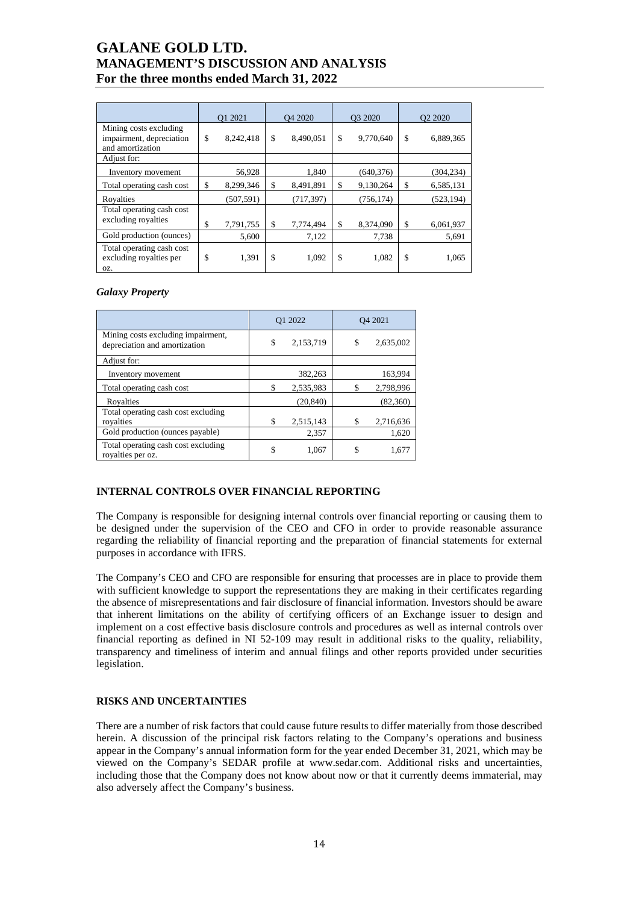|  | Q1 2021 | Q4 2020 | Q3 2020 | Q2 2020 |
|---|---|---|---|---|
| Mining costs excluding impairment, depreciation and amortization | $ 8,242,418 | $ 8,490,051 | $ 9,770,640 | $ 6,889,365 |
| Adjust for: |  |  |  |  |
| Inventory movement | 56,928 | 1,840 | (640,376) | (304,234) |
| Total operating cash cost | $ 8,299,346 | $ 8,491,891 | $ 9,130,264 | $ 6,585,131 |
| Royalties | (507,591) | (717,397) | (756,174) | (523,194) |
| Total operating cash cost excluding royalties | $ 7,791,755 | $ 7,774,494 | $ 8,374,090 | $ 6,061,937 |
| Gold production (ounces) | 5,600 | 7,122 | 7,738 | 5,691 |
| Total operating cash cost excluding royalties per oz. | $ 1,391 | $ 1,092 | $ 1,082 | $ 1,065 |

### *Galaxy Property*

|  | Q1 2022 | Q4 2021 |
|---|---|---|
| Mining costs excluding impairment, depreciation and amortization | $ 2,153,719 | $ 2,635,002 |
| Adjust for: |  |  |
| Inventory movement | 382,263 | 163,994 |
| Total operating cash cost | $ 2,535,983 | $ 2,798,996 |
| Royalties | (20,840) | (82,360) |
| Total operating cash cost excluding royalties | $ 2,515,143 | $ 2,716,636 |
| Gold production (ounces payable) | 2,357 | 1,620 |
| Total operating cash cost excluding royalties per oz. | $ 1,067 | $ 1,677 |

## INTERNAL CONTROLS OVER FINANCIAL REPORTING

The Company is responsible for designing internal controls over financial reporting or causing them to be designed under the supervision of the CEO and CFO in order to provide reasonable assurance regarding the reliability of financial reporting and the preparation of financial statements for external purposes in accordance with IFRS.

The Company's CEO and CFO are responsible for ensuring that processes are in place to provide them with sufficient knowledge to support the representations they are making in their certificates regarding the absence of misrepresentations and fair disclosure of financial information. Investors should be aware that inherent limitations on the ability of certifying officers of an Exchange issuer to design and implement on a cost effective basis disclosure controls and procedures as well as internal controls over financial reporting as defined in NI 52-109 may result in additional risks to the quality, reliability, transparency and timeliness of interim and annual filings and other reports provided under securities legislation.

## RISKS AND UNCERTAINTIES

There are a number of risk factors that could cause future results to differ materially from those described herein. A discussion of the principal risk factors relating to the Company's operations and business appear in the Company's annual information form for the year ended December 31, 2021, which may be viewed on the Company's SEDAR profile at www.sedar.com. Additional risks and uncertainties, including those that the Company does not know about now or that it currently deems immaterial, may also adversely affect the Company's business.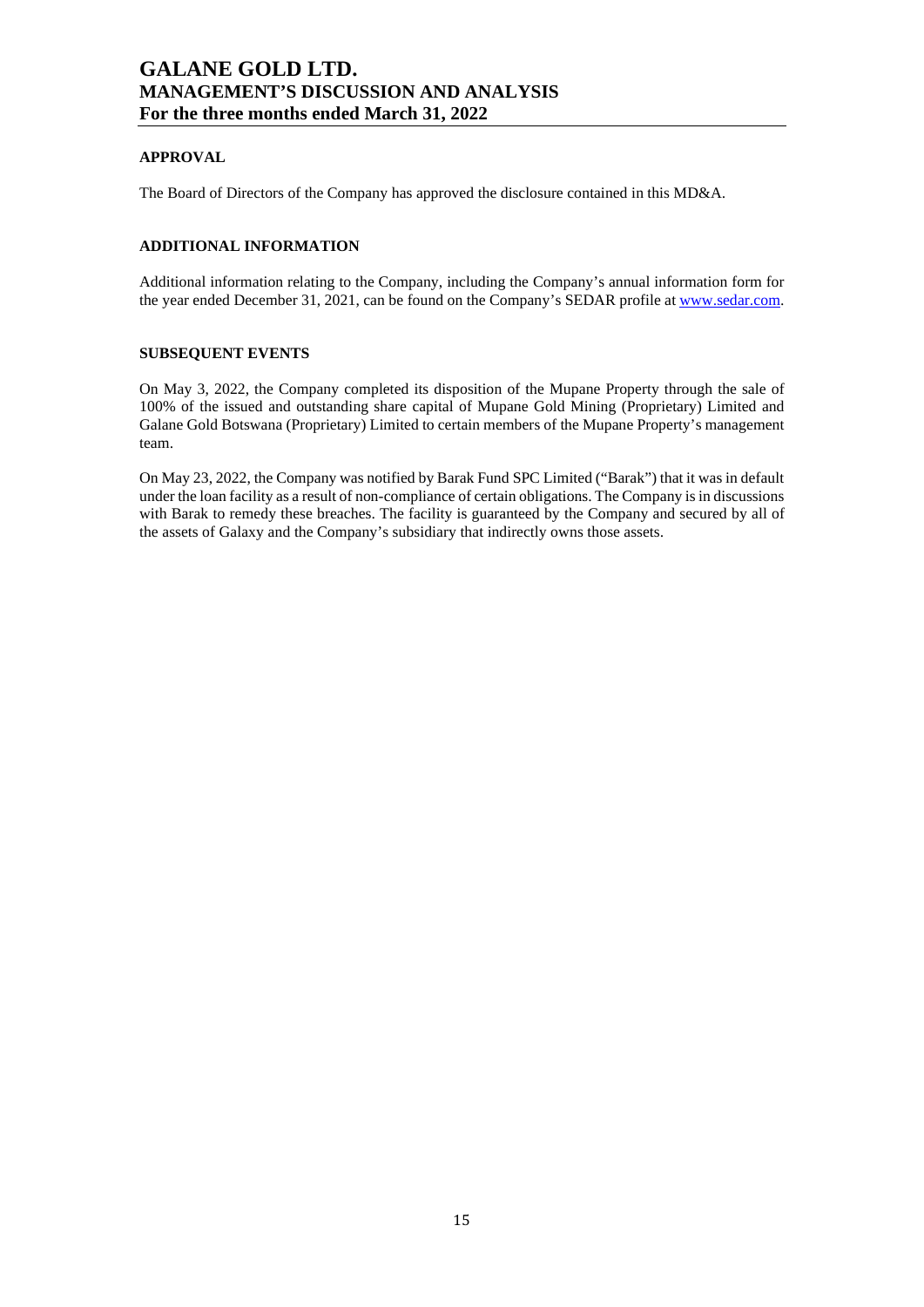## APPROVAL

The Board of Directors of the Company has approved the disclosure contained in this MD&A.

## ADDITIONAL INFORMATION

Additional information relating to the Company, including the Company's annual information form for the year ended December 31, 2021, can be found on the Company's SEDAR profile at www.sedar.com.

## SUBSEQUENT EVENTS

On May 3, 2022, the Company completed its disposition of the Mupane Property through the sale of 100% of the issued and outstanding share capital of Mupane Gold Mining (Proprietary) Limited and Galane Gold Botswana (Proprietary) Limited to certain members of the Mupane Property's management team.

On May 23, 2022, the Company was notified by Barak Fund SPC Limited ("Barak") that it was in default under the loan facility as a result of non-compliance of certain obligations. The Company is in discussions with Barak to remedy these breaches. The facility is guaranteed by the Company and secured by all of the assets of Galaxy and the Company's subsidiary that indirectly owns those assets.